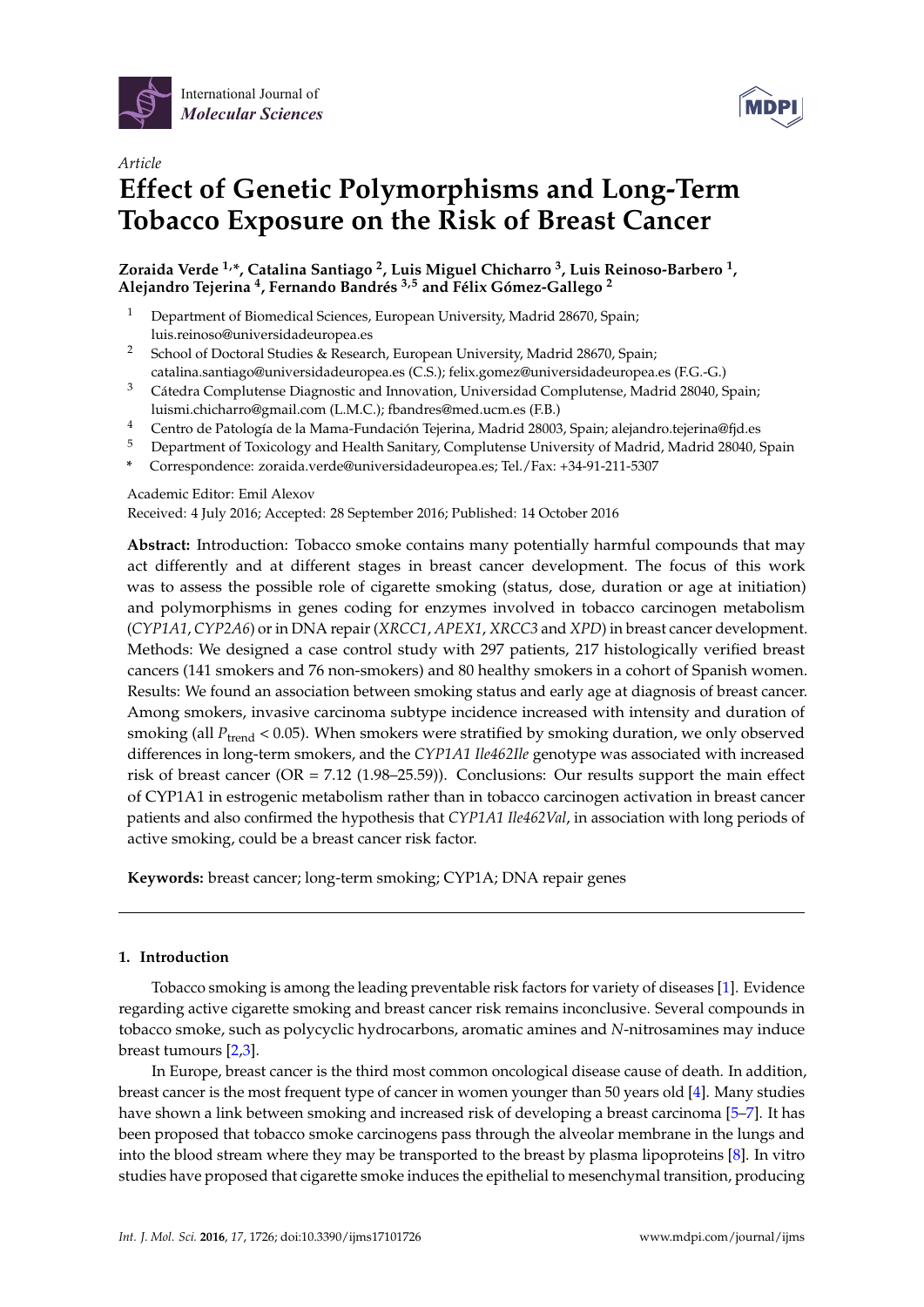Article

# Effect of Genetic Polymorphisms and Long-Term Tobacco Exposure on the Risk of Breast Cancer

**Zoraida Verde [1,*], Catalina Santiago [2], Luis Miguel Chicharro [3], Luis Reinoso-Barbero [1], Alejandro Tejerina [4], Fernando Bandrés [3,5] and Félix Gómez-Gallego [2]**

1. Department of Biomedical Sciences, European University, Madrid 28670, Spain; luis.reinoso@universidadeuropea.es
2. School of Doctoral Studies & Research, European University, Madrid 28670, Spain; catalina.santiago@universidadeuropea.es (C.S.); felix.gomez@universidadeuropea.es (F.G.-G.)
3. Cátedra Complutense Diagnostic and Innovation, Universidad Complutense, Madrid 28040, Spain; luismi.chicharro@gmail.com (L.M.C.); fbandres@med.ucm.es (F.B.)
4. Centro de Patología de la Mama-Fundación Tejerina, Madrid 28003, Spain; alejandro.tejerina@fjd.es
5. Department of Toxicology and Health Sanitary, Complutense University of Madrid, Madrid 28040, Spain

\* Correspondence: zoraida.verde@universidadeuropea.es; Tel./Fax: +34-91-211-5307

Academic Editor: Emil Alexov

Received: 4 July 2016; Accepted: 28 September 2016; Published: 14 October 2016

**Abstract:** Introduction: Tobacco smoke contains many potentially harmful compounds that may act differently and at different stages in breast cancer development. The focus of this work was to assess the possible role of cigarette smoking (status, dose, duration or age at initiation) and polymorphisms in genes coding for enzymes involved in tobacco carcinogen metabolism (*CYP1A1*, *CYP2A6*) or in DNA repair (*XRCC1*, *APEX1*, *XRCC3* and *XPD*) in breast cancer development. Methods: We designed a case control study with 297 patients, 217 histologically verified breast cancers (141 smokers and 76 non-smokers) and 80 healthy smokers in a cohort of Spanish women. Results: We found an association between smoking status and early age at diagnosis of breast cancer. Among smokers, invasive carcinoma subtype incidence increased with intensity and duration of smoking (all $P_{\text{trend}} < 0.05$). When smokers were stratified by smoking duration, we only observed differences in long-term smokers, and the *CYP1A1 Ile462Ile* genotype was associated with increased risk of breast cancer (OR = 7.12 (1.98–25.59)). Conclusions: Our results support the main effect of CYP1A1 in estrogenic metabolism rather than in tobacco carcinogen activation in breast cancer patients and also confirmed the hypothesis that *CYP1A1 Ile462Val*, in association with long periods of active smoking, could be a breast cancer risk factor.

**Keywords:** breast cancer; long-term smoking; CYP1A; DNA repair genes

## 1. Introduction

Tobacco smoking is among the leading preventable risk factors for variety of diseases [1]. Evidence regarding active cigarette smoking and breast cancer risk remains inconclusive. Several compounds in tobacco smoke, such as polycyclic hydrocarbons, aromatic amines and *N*-nitrosamines may induce breast tumours [2,3].

In Europe, breast cancer is the third most common oncological disease cause of death. In addition, breast cancer is the most frequent type of cancer in women younger than 50 years old [4]. Many studies have shown a link between smoking and increased risk of developing a breast carcinoma [5–7]. It has been proposed that tobacco smoke carcinogens pass through the alveolar membrane in the lungs and into the blood stream where they may be transported to the breast by plasma lipoproteins [8]. In vitro studies have proposed that cigarette smoke induces the epithelial to mesenchymal transition, producing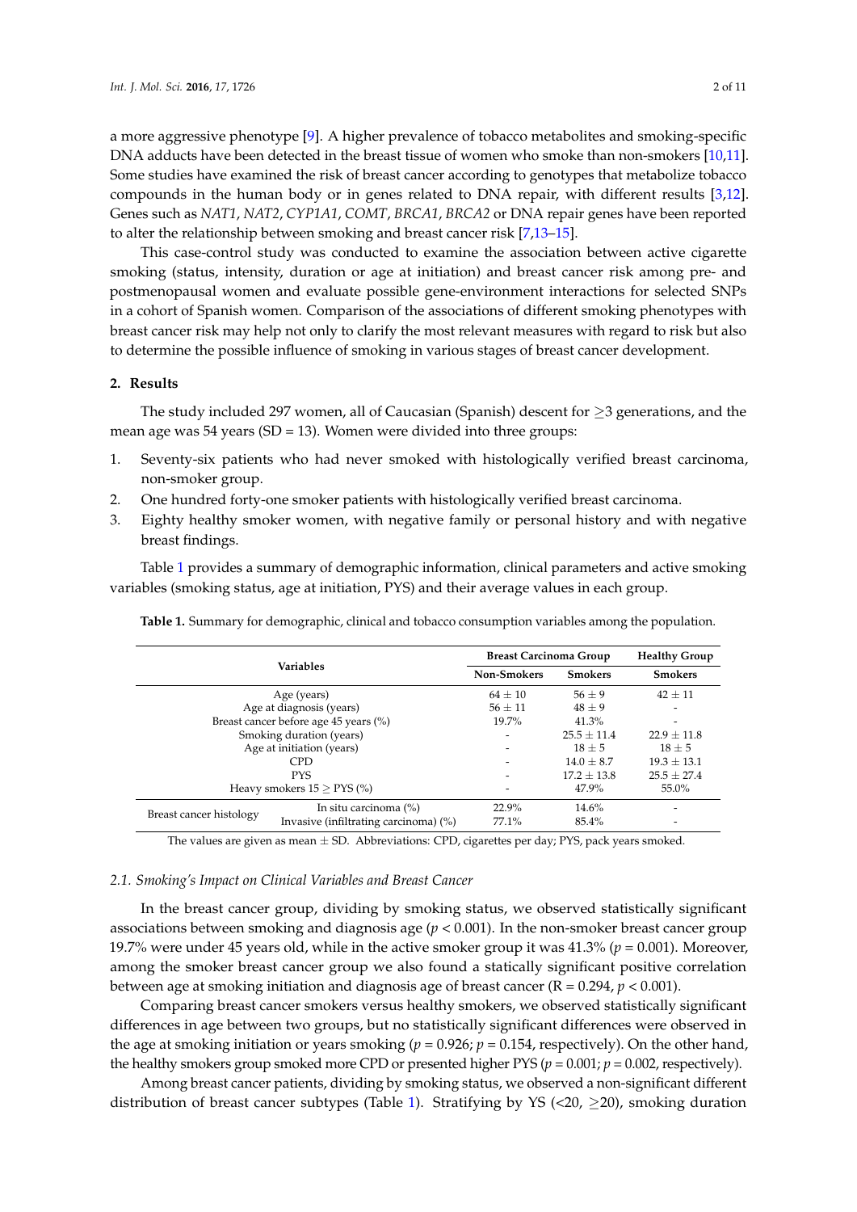a more aggressive phenotype [9]. A higher prevalence of tobacco metabolites and smoking-specific DNA adducts have been detected in the breast tissue of women who smoke than non-smokers [10,11]. Some studies have examined the risk of breast cancer according to genotypes that metabolize tobacco compounds in the human body or in genes related to DNA repair, with different results [3,12]. Genes such as *NAT1*, *NAT2*, *CYP1A1*, *COMT*, *BRCA1*, *BRCA2* or DNA repair genes have been reported to alter the relationship between smoking and breast cancer risk [7,13–15].

This case-control study was conducted to examine the association between active cigarette smoking (status, intensity, duration or age at initiation) and breast cancer risk among pre- and postmenopausal women and evaluate possible gene-environment interactions for selected SNPs in a cohort of Spanish women. Comparison of the associations of different smoking phenotypes with breast cancer risk may help not only to clarify the most relevant measures with regard to risk but also to determine the possible influence of smoking in various stages of breast cancer development.

## 2. Results

The study included 297 women, all of Caucasian (Spanish) descent for ≥3 generations, and the mean age was 54 years (SD = 13). Women were divided into three groups:

1. Seventy-six patients who had never smoked with histologically verified breast carcinoma, non-smoker group.
2. One hundred forty-one smoker patients with histologically verified breast carcinoma.
3. Eighty healthy smoker women, with negative family or personal history and with negative breast findings.

Table 1 provides a summary of demographic information, clinical parameters and active smoking variables (smoking status, age at initiation, PYS) and their average values in each group.

**Table 1.** Summary for demographic, clinical and tobacco consumption variables among the population.

| Variables | | Breast Carcinoma Group | | Healthy Group |
|---|---|---|---|---|
| | | Non-Smokers | Smokers | Smokers |
| Age (years) | | 64 ± 10 | 56 ± 9 | 42 ± 11 |
| Age at diagnosis (years) | | 56 ± 11 | 48 ± 9 | - |
| Breast cancer before age 45 years (%) | | 19.7% | 41.3% | - |
| Smoking duration (years) | | - | 25.5 ± 11.4 | 22.9 ± 11.8 |
| Age at initiation (years) | | - | 18 ± 5 | 18 ± 5 |
| CPD | | - | 14.0 ± 8.7 | 19.3 ± 13.1 |
| PYS | | - | 17.2 ± 13.8 | 25.5 ± 27.4 |
| Heavy smokers 15 ≥ PYS (%) | | - | 47.9% | 55.0% |
| Breast cancer histology | In situ carcinoma (%) | 22.9% | 14.6% | - |
| | Invasive (infiltrating carcinoma) (%) | 77.1% | 85.4% | - |

The values are given as mean ± SD. Abbreviations: CPD, cigarettes per day; PYS, pack years smoked.

### 2.1. Smoking's Impact on Clinical Variables and Breast Cancer

In the breast cancer group, dividing by smoking status, we observed statistically significant associations between smoking and diagnosis age ($p < 0.001$). In the non-smoker breast cancer group 19.7% were under 45 years old, while in the active smoker group it was 41.3% ($p = 0.001$). Moreover, among the smoker breast cancer group we also found a statically significant positive correlation between age at smoking initiation and diagnosis age of breast cancer ($R = 0.294$, $p < 0.001$).

Comparing breast cancer smokers versus healthy smokers, we observed statistically significant differences in age between two groups, but no statistically significant differences were observed in the age at smoking initiation or years smoking ($p = 0.926$; $p = 0.154$, respectively). On the other hand, the healthy smokers group smoked more CPD or presented higher PYS ($p = 0.001$; $p = 0.002$, respectively).

Among breast cancer patients, dividing by smoking status, we observed a non-significant different distribution of breast cancer subtypes (Table 1). Stratifying by YS (<20, ≥20), smoking duration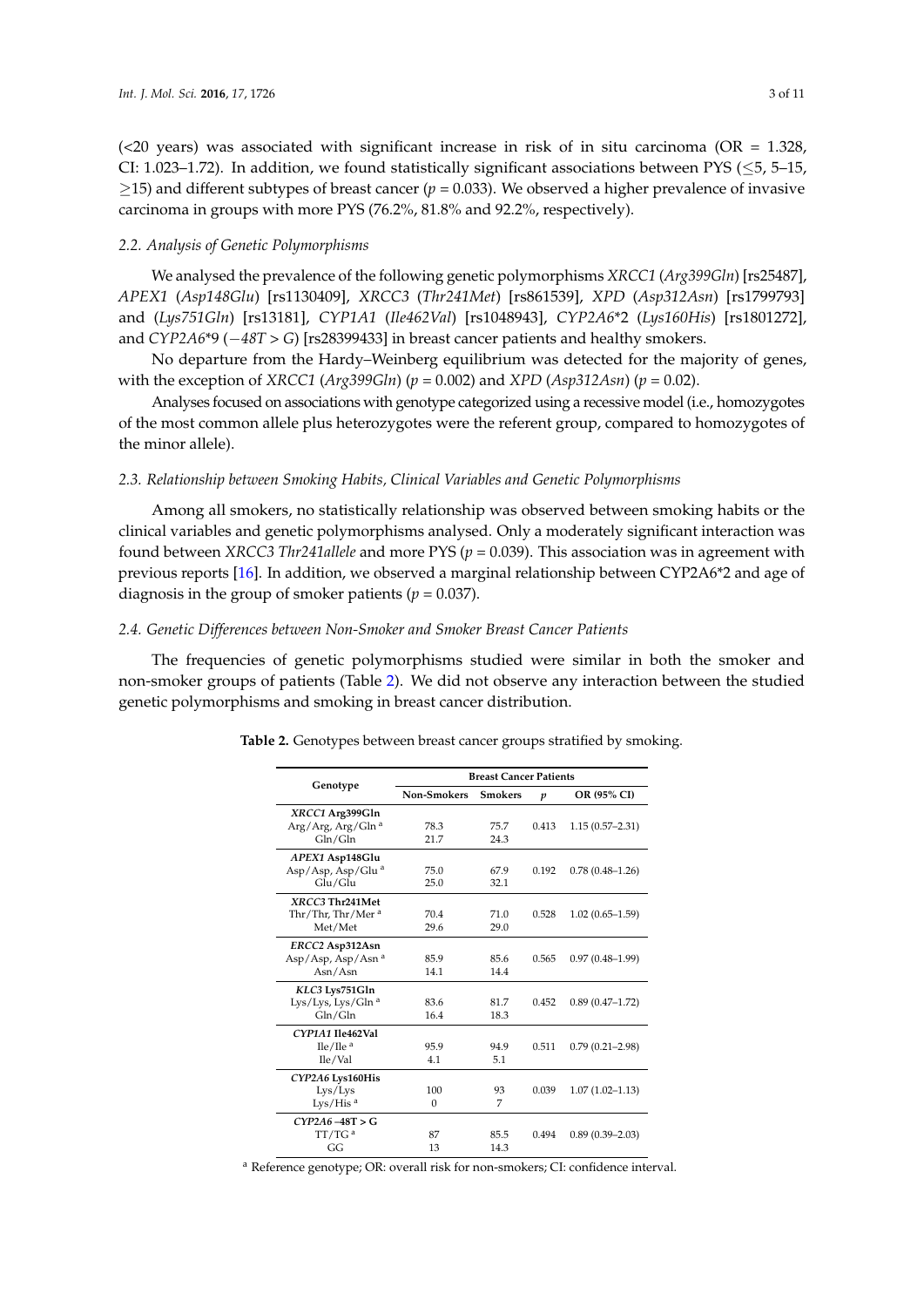(<20 years) was associated with significant increase in risk of in situ carcinoma (OR = 1.328, CI: 1.023–1.72). In addition, we found statistically significant associations between PYS (≤5, 5–15, ≥15) and different subtypes of breast cancer ($p = 0.033$). We observed a higher prevalence of invasive carcinoma in groups with more PYS (76.2%, 81.8% and 92.2%, respectively).

### 2.2. Analysis of Genetic Polymorphisms

We analysed the prevalence of the following genetic polymorphisms *XRCC1* (*Arg399Gln*) [rs25487], *APEX1* (*Asp148Glu*) [rs1130409], *XRCC3* (*Thr241Met*) [rs861539], *XPD* (*Asp312Asn*) [rs1799793] and (*Lys751Gln*) [rs13181], *CYP1A1* (*Ile462Val*) [rs1048943], *CYP2A6*\*2 (*Lys160His*) [rs1801272], and *CYP2A6*\*9 (*−48T > G*) [rs28399433] in breast cancer patients and healthy smokers.

No departure from the Hardy–Weinberg equilibrium was detected for the majority of genes, with the exception of *XRCC1* (*Arg399Gln*) ($p = 0.002$) and *XPD* (*Asp312Asn*) ($p = 0.02$).

Analyses focused on associations with genotype categorized using a recessive model (i.e., homozygotes of the most common allele plus heterozygotes were the referent group, compared to homozygotes of the minor allele).

### 2.3. Relationship between Smoking Habits, Clinical Variables and Genetic Polymorphisms

Among all smokers, no statistically relationship was observed between smoking habits or the clinical variables and genetic polymorphisms analysed. Only a moderately significant interaction was found between *XRCC3 Thr241allele* and more PYS ($p = 0.039$). This association was in agreement with previous reports [16]. In addition, we observed a marginal relationship between CYP2A6\*2 and age of diagnosis in the group of smoker patients ($p = 0.037$).

### 2.4. Genetic Differences between Non-Smoker and Smoker Breast Cancer Patients

The frequencies of genetic polymorphisms studied were similar in both the smoker and non-smoker groups of patients (Table 2). We did not observe any interaction between the studied genetic polymorphisms and smoking in breast cancer distribution.

**Table 2.** Genotypes between breast cancer groups stratified by smoking.

| Genotype | Breast Cancer Patients | | | |
|---|---|---|---|---|
| | Non-Smokers | Smokers | *p* | OR (95% CI) |
| ***XRCC1* Arg399Gln** | | | | |
| Arg/Arg, Arg/Gln [a] | 78.3 | 75.7 | 0.413 | 1.15 (0.57–2.31) |
| Gln/Gln | 21.7 | 24.3 | | |
| ***APEX1* Asp148Glu** | | | | |
| Asp/Asp, Asp/Glu [a] | 75.0 | 67.9 | 0.192 | 0.78 (0.48–1.26) |
| Glu/Glu | 25.0 | 32.1 | | |
| ***XRCC3* Thr241Met** | | | | |
| Thr/Thr, Thr/Met [a] | 70.4 | 71.0 | 0.528 | 1.02 (0.65–1.59) |
| Met/Met | 29.6 | 29.0 | | |
| ***ERCC2* Asp312Asn** | | | | |
| Asp/Asp, Asp/Asn [a] | 85.9 | 85.6 | 0.565 | 0.97 (0.48–1.99) |
| Asn/Asn | 14.1 | 14.4 | | |
| ***KLC3* Lys751Gln** | | | | |
| Lys/Lys, Lys/Gln [a] | 83.6 | 81.7 | 0.452 | 0.89 (0.47–1.72) |
| Gln/Gln | 16.4 | 18.3 | | |
| ***CYP1A1* Ile462Val** | | | | |
| Ile/Ile [a] | 95.9 | 94.9 | 0.511 | 0.79 (0.21–2.98) |
| Ile/Val | 4.1 | 5.1 | | |
| ***CYP2A6* Lys160His** | | | | |
| Lys/Lys | 100 | 93 | 0.039 | 1.07 (1.02–1.13) |
| Lys/His [a] | 0 | 7 | | |
| ***CYP2A6* −48T > G** | | | | |
| TT/TG [a] | 87 | 85.5 | 0.494 | 0.89 (0.39–2.03) |
| GG | 13 | 14.3 | | |

[a] Reference genotype; OR: overall risk for non-smokers; CI: confidence interval.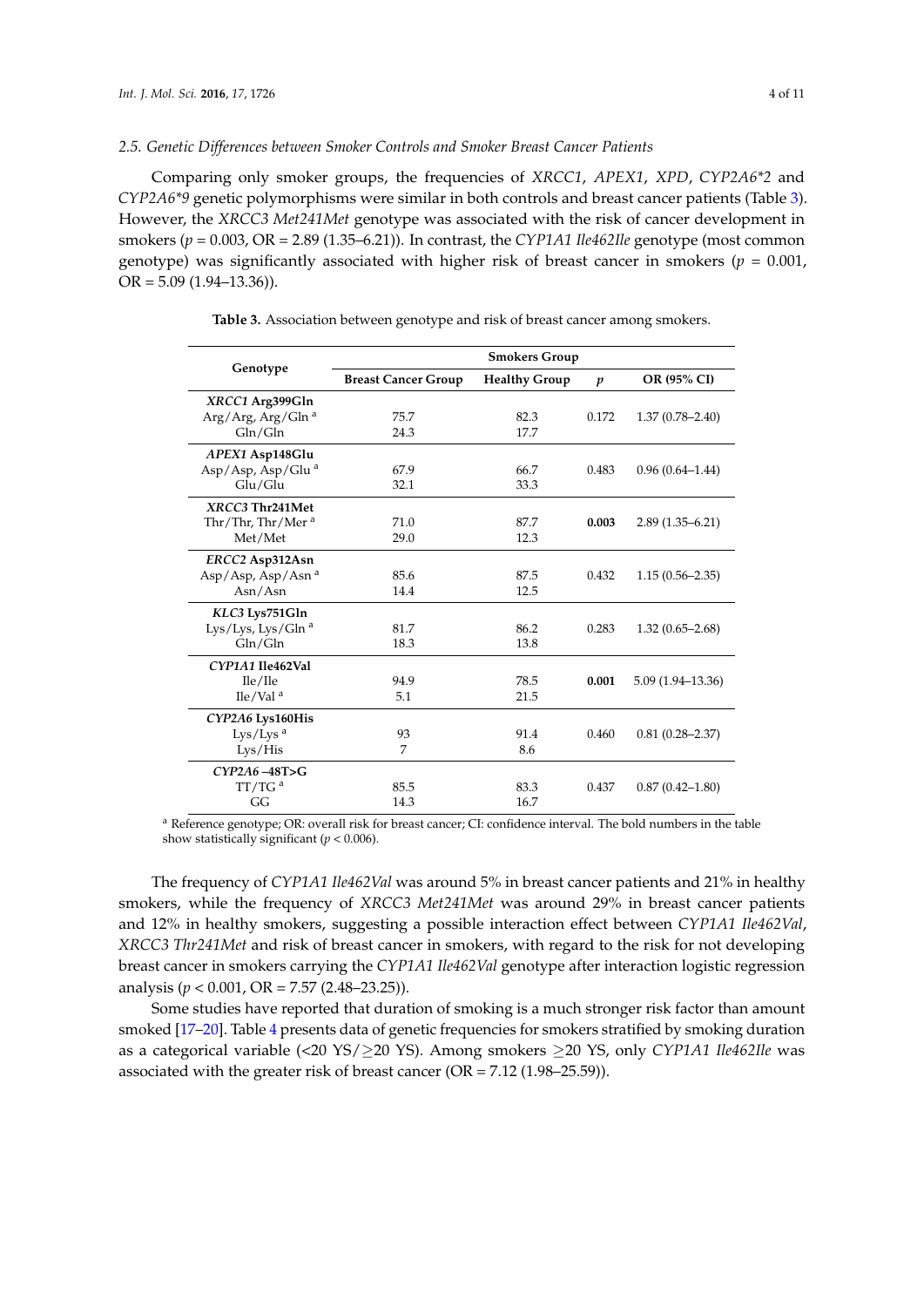### 2.5. Genetic Differences between Smoker Controls and Smoker Breast Cancer Patients

Comparing only smoker groups, the frequencies of *XRCC1*, *APEX1*, *XPD*, *CYP2A6*2* and *CYP2A6*9* genetic polymorphisms were similar in both controls and breast cancer patients (Table 3). However, the *XRCC3 Met241Met* genotype was associated with the risk of cancer development in smokers ($p$ = 0.003, OR = 2.89 (1.35–6.21)). In contrast, the *CYP1A1 Ile462Ile* genotype (most common genotype) was significantly associated with higher risk of breast cancer in smokers ($p$ = 0.001, OR = 5.09 (1.94–13.36)).

**Table 3.** Association between genotype and risk of breast cancer among smokers.

| Genotype | Smokers Group | | | |
|---|---|---|---|---|
| | Breast Cancer Group | Healthy Group | $p$ | OR (95% CI) |
| ***XRCC1* Arg399Gln** | | | | |
| Arg/Arg, Arg/Gln [a] | 75.7 | 82.3 | 0.172 | 1.37 (0.78–2.40) |
| Gln/Gln | 24.3 | 17.7 | | |
| ***APEX1* Asp148Glu** | | | | |
| Asp/Asp, Asp/Glu [a] | 67.9 | 66.7 | 0.483 | 0.96 (0.64–1.44) |
| Glu/Glu | 32.1 | 33.3 | | |
| ***XRCC3* Thr241Met** | | | | |
| Thr/Thr, Thr/Mer [a] | 71.0 | 87.7 | **0.003** | 2.89 (1.35–6.21) |
| Met/Met | 29.0 | 12.3 | | |
| ***ERCC2* Asp312Asn** | | | | |
| Asp/Asp, Asp/Asn [a] | 85.6 | 87.5 | 0.432 | 1.15 (0.56–2.35) |
| Asn/Asn | 14.4 | 12.5 | | |
| ***KLC3* Lys751Gln** | | | | |
| Lys/Lys, Lys/Gln [a] | 81.7 | 86.2 | 0.283 | 1.32 (0.65–2.68) |
| Gln/Gln | 18.3 | 13.8 | | |
| ***CYP1A1* Ile462Val** | | | | |
| Ile/Ile | 94.9 | 78.5 | **0.001** | 5.09 (1.94–13.36) |
| Ile/Val [a] | 5.1 | 21.5 | | |
| ***CYP2A6* Lys160His** | | | | |
| Lys/Lys [a] | 93 | 91.4 | 0.460 | 0.81 (0.28–2.37) |
| Lys/His | 7 | 8.6 | | |
| ***CYP2A6* –48T>G** | | | | |
| TT/TG [a] | 85.5 | 83.3 | 0.437 | 0.87 (0.42–1.80) |
| GG | 14.3 | 16.7 | | |

[a] Reference genotype; OR: overall risk for breast cancer; CI: confidence interval. The bold numbers in the table show statistically significant ($p < 0.006$).

The frequency of *CYP1A1 Ile462Val* was around 5% in breast cancer patients and 21% in healthy smokers, while the frequency of *XRCC3 Met241Met* was around 29% in breast cancer patients and 12% in healthy smokers, suggesting a possible interaction effect between *CYP1A1 Ile462Val*, *XRCC3 Thr241Met* and risk of breast cancer in smokers, with regard to the risk for not developing breast cancer in smokers carrying the *CYP1A1 Ile462Val* genotype after interaction logistic regression analysis ($p < 0.001$, OR = 7.57 (2.48–23.25)).

Some studies have reported that duration of smoking is a much stronger risk factor than amount smoked [17–20]. Table 4 presents data of genetic frequencies for smokers stratified by smoking duration as a categorical variable (<20 YS/≥20 YS). Among smokers ≥20 YS, only *CYP1A1 Ile462Ile* was associated with the greater risk of breast cancer (OR = 7.12 (1.98–25.59)).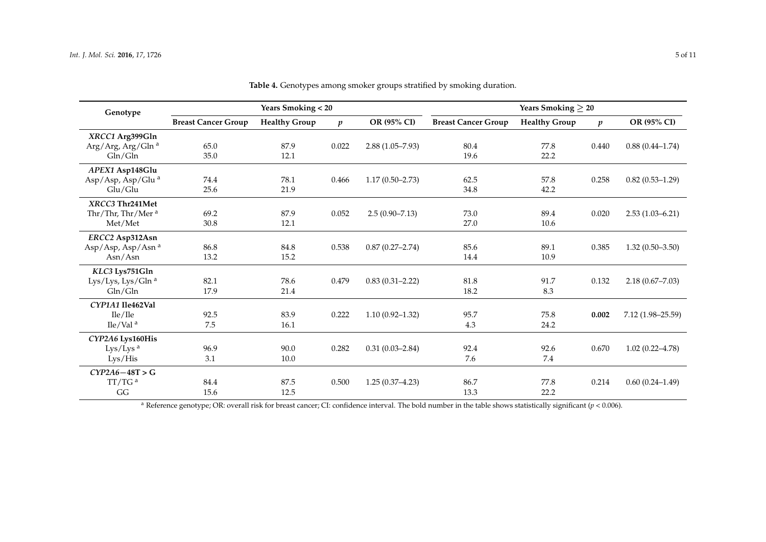**Table 4.** Genotypes among smoker groups stratified by smoking duration.

| Genotype | Years Smoking < 20 | | | | Years Smoking ≥ 20 | | | |
|---|---|---|---|---|---|---|---|---|
| | Breast Cancer Group | Healthy Group | $p$ | OR (95% CI) | Breast Cancer Group | Healthy Group | $p$ | OR (95% CI) |
| ***XRCC1* Arg399Gln** | | | | | | | | |
| Arg/Arg, Arg/Gln [a] | 65.0 | 87.9 | 0.022 | 2.88 (1.05–7.93) | 80.4 | 77.8 | 0.440 | 0.88 (0.44–1.74) |
| Gln/Gln | 35.0 | 12.1 | | | 19.6 | 22.2 | | |
| ***APEX1* Asp148Glu** | | | | | | | | |
| Asp/Asp, Asp/Glu [a] | 74.4 | 78.1 | 0.466 | 1.17 (0.50–2.73) | 62.5 | 57.8 | 0.258 | 0.82 (0.53–1.29) |
| Glu/Glu | 25.6 | 21.9 | | | 34.8 | 42.2 | | |
| ***XRCC3* Thr241Met** | | | | | | | | |
| Thr/Thr, Thr/Mer [a] | 69.2 | 87.9 | 0.052 | 2.5 (0.90–7.13) | 73.0 | 89.4 | 0.020 | 2.53 (1.03–6.21) |
| Met/Met | 30.8 | 12.1 | | | 27.0 | 10.6 | | |
| ***ERCC2* Asp312Asn** | | | | | | | | |
| Asp/Asp, Asp/Asn [a] | 86.8 | 84.8 | 0.538 | 0.87 (0.27–2.74) | 85.6 | 89.1 | 0.385 | 1.32 (0.50–3.50) |
| Asn/Asn | 13.2 | 15.2 | | | 14.4 | 10.9 | | |
| ***KLC3* Lys751Gln** | | | | | | | | |
| Lys/Lys, Lys/Gln [a] | 82.1 | 78.6 | 0.479 | 0.83 (0.31–2.22) | 81.8 | 91.7 | 0.132 | 2.18 (0.67–7.03) |
| Gln/Gln | 17.9 | 21.4 | | | 18.2 | 8.3 | | |
| ***CYP1A1* Ile462Val** | | | | | | | | |
| Ile/Ile | 92.5 | 83.9 | 0.222 | 1.10 (0.92–1.32) | 95.7 | 75.8 | **0.002** | 7.12 (1.98–25.59) |
| Ile/Val [a] | 7.5 | 16.1 | | | 4.3 | 24.2 | | |
| ***CYP2A6* Lys160His** | | | | | | | | |
| Lys/Lys [a] | 96.9 | 90.0 | 0.282 | 0.31 (0.03–2.84) | 92.4 | 92.6 | 0.670 | 1.02 (0.22–4.78) |
| Lys/His | 3.1 | 10.0 | | | 7.6 | 7.4 | | |
| ***CYP2A6*−48T > G** | | | | | | | | |
| TT/TG [a] | 84.4 | 87.5 | 0.500 | 1.25 (0.37–4.23) | 86.7 | 77.8 | 0.214 | 0.60 (0.24–1.49) |
| GG | 15.6 | 12.5 | | | 13.3 | 22.2 | | |

[a] Reference genotype; OR: overall risk for breast cancer; CI: confidence interval. The bold number in the table shows statistically significant ($p < 0.006$).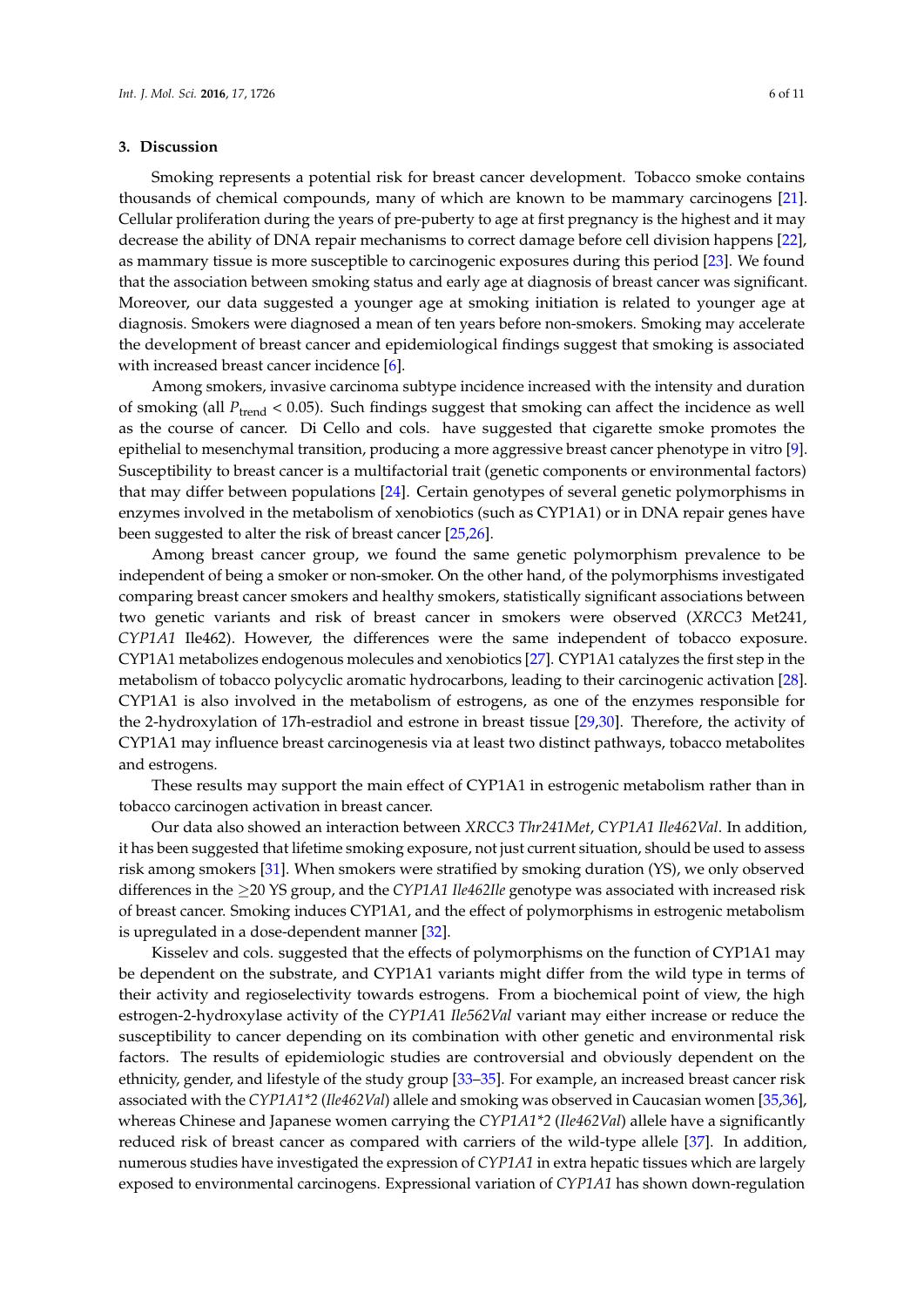## 3. Discussion

Smoking represents a potential risk for breast cancer development. Tobacco smoke contains thousands of chemical compounds, many of which are known to be mammary carcinogens [21]. Cellular proliferation during the years of pre-puberty to age at first pregnancy is the highest and it may decrease the ability of DNA repair mechanisms to correct damage before cell division happens [22], as mammary tissue is more susceptible to carcinogenic exposures during this period [23]. We found that the association between smoking status and early age at diagnosis of breast cancer was significant. Moreover, our data suggested a younger age at smoking initiation is related to younger age at diagnosis. Smokers were diagnosed a mean of ten years before non-smokers. Smoking may accelerate the development of breast cancer and epidemiological findings suggest that smoking is associated with increased breast cancer incidence [6].

Among smokers, invasive carcinoma subtype incidence increased with the intensity and duration of smoking (all $P_{trend} < 0.05$). Such findings suggest that smoking can affect the incidence as well as the course of cancer. Di Cello and cols. have suggested that cigarette smoke promotes the epithelial to mesenchymal transition, producing a more aggressive breast cancer phenotype in vitro [9]. Susceptibility to breast cancer is a multifactorial trait (genetic components or environmental factors) that may differ between populations [24]. Certain genotypes of several genetic polymorphisms in enzymes involved in the metabolism of xenobiotics (such as CYP1A1) or in DNA repair genes have been suggested to alter the risk of breast cancer [25,26].

Among breast cancer group, we found the same genetic polymorphism prevalence to be independent of being a smoker or non-smoker. On the other hand, of the polymorphisms investigated comparing breast cancer smokers and healthy smokers, statistically significant associations between two genetic variants and risk of breast cancer in smokers were observed (*XRCC3* Met241, *CYP1A1* Ile462). However, the differences were the same independent of tobacco exposure. CYP1A1 metabolizes endogenous molecules and xenobiotics [27]. CYP1A1 catalyzes the first step in the metabolism of tobacco polycyclic aromatic hydrocarbons, leading to their carcinogenic activation [28]. CYP1A1 is also involved in the metabolism of estrogens, as one of the enzymes responsible for the 2-hydroxylation of 17h-estradiol and estrone in breast tissue [29,30]. Therefore, the activity of CYP1A1 may influence breast carcinogenesis via at least two distinct pathways, tobacco metabolites and estrogens.

These results may support the main effect of CYP1A1 in estrogenic metabolism rather than in tobacco carcinogen activation in breast cancer.

Our data also showed an interaction between *XRCC3 Thr241Met*, *CYP1A1 Ile462Val*. In addition, it has been suggested that lifetime smoking exposure, not just current situation, should be used to assess risk among smokers [31]. When smokers were stratified by smoking duration (YS), we only observed differences in the ≥20 YS group, and the *CYP1A1 Ile462Ile* genotype was associated with increased risk of breast cancer. Smoking induces CYP1A1, and the effect of polymorphisms in estrogenic metabolism is upregulated in a dose-dependent manner [32].

Kisselev and cols. suggested that the effects of polymorphisms on the function of CYP1A1 may be dependent on the substrate, and CYP1A1 variants might differ from the wild type in terms of their activity and regioselectivity towards estrogens. From a biochemical point of view, the high estrogen-2-hydroxylase activity of the *CYP1A1 Ile562Val* variant may either increase or reduce the susceptibility to cancer depending on its combination with other genetic and environmental risk factors. The results of epidemiologic studies are controversial and obviously dependent on the ethnicity, gender, and lifestyle of the study group [33–35]. For example, an increased breast cancer risk associated with the *CYP1A1\*2* (*Ile462Val*) allele and smoking was observed in Caucasian women [35,36], whereas Chinese and Japanese women carrying the *CYP1A1\*2* (*Ile462Val*) allele have a significantly reduced risk of breast cancer as compared with carriers of the wild-type allele [37]. In addition, numerous studies have investigated the expression of *CYP1A1* in extra hepatic tissues which are largely exposed to environmental carcinogens. Expressional variation of *CYP1A1* has shown down-regulation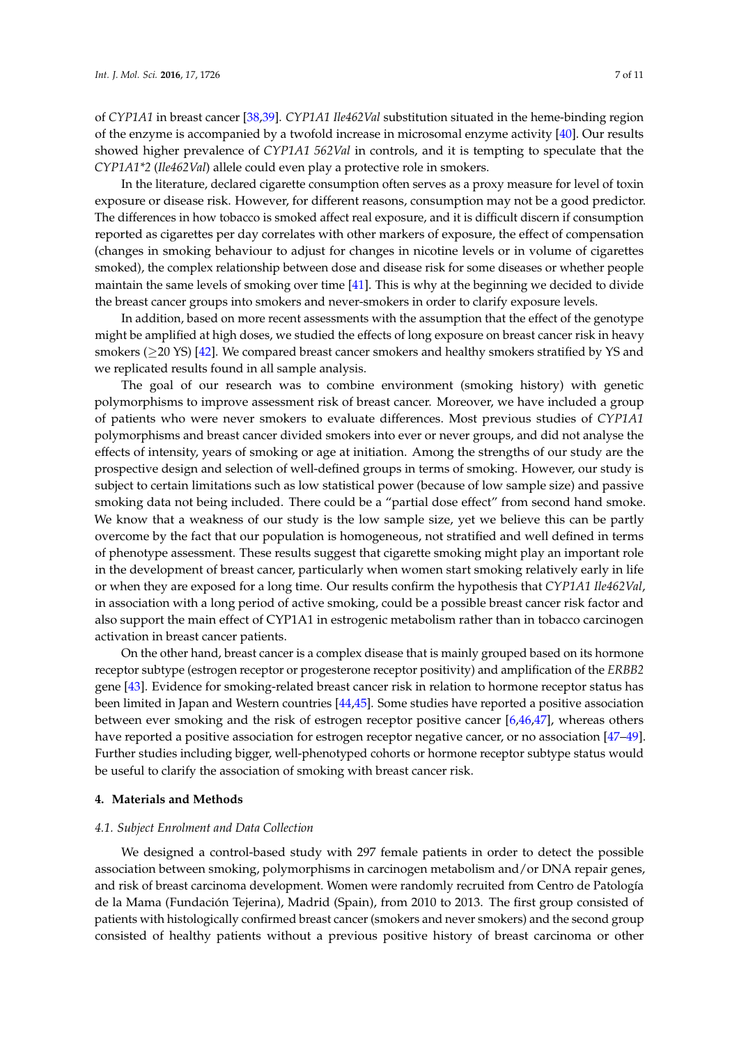of *CYP1A1* in breast cancer [38,39]. *CYP1A1 Ile462Val* substitution situated in the heme-binding region of the enzyme is accompanied by a twofold increase in microsomal enzyme activity [40]. Our results showed higher prevalence of *CYP1A1 562Val* in controls, and it is tempting to speculate that the *CYP1A1*2* (*Ile462Val*) allele could even play a protective role in smokers.

In the literature, declared cigarette consumption often serves as a proxy measure for level of toxin exposure or disease risk. However, for different reasons, consumption may not be a good predictor. The differences in how tobacco is smoked affect real exposure, and it is difficult discern if consumption reported as cigarettes per day correlates with other markers of exposure, the effect of compensation (changes in smoking behaviour to adjust for changes in nicotine levels or in volume of cigarettes smoked), the complex relationship between dose and disease risk for some diseases or whether people maintain the same levels of smoking over time [41]. This is why at the beginning we decided to divide the breast cancer groups into smokers and never-smokers in order to clarify exposure levels.

In addition, based on more recent assessments with the assumption that the effect of the genotype might be amplified at high doses, we studied the effects of long exposure on breast cancer risk in heavy smokers ($\geq$20 YS) [42]. We compared breast cancer smokers and healthy smokers stratified by YS and we replicated results found in all sample analysis.

The goal of our research was to combine environment (smoking history) with genetic polymorphisms to improve assessment risk of breast cancer. Moreover, we have included a group of patients who were never smokers to evaluate differences. Most previous studies of *CYP1A1* polymorphisms and breast cancer divided smokers into ever or never groups, and did not analyse the effects of intensity, years of smoking or age at initiation. Among the strengths of our study are the prospective design and selection of well-defined groups in terms of smoking. However, our study is subject to certain limitations such as low statistical power (because of low sample size) and passive smoking data not being included. There could be a "partial dose effect" from second hand smoke. We know that a weakness of our study is the low sample size, yet we believe this can be partly overcome by the fact that our population is homogeneous, not stratified and well defined in terms of phenotype assessment. These results suggest that cigarette smoking might play an important role in the development of breast cancer, particularly when women start smoking relatively early in life or when they are exposed for a long time. Our results confirm the hypothesis that *CYP1A1 Ile462Val*, in association with a long period of active smoking, could be a possible breast cancer risk factor and also support the main effect of CYP1A1 in estrogenic metabolism rather than in tobacco carcinogen activation in breast cancer patients.

On the other hand, breast cancer is a complex disease that is mainly grouped based on its hormone receptor subtype (estrogen receptor or progesterone receptor positivity) and amplification of the *ERBB2* gene [43]. Evidence for smoking-related breast cancer risk in relation to hormone receptor status has been limited in Japan and Western countries [44,45]. Some studies have reported a positive association between ever smoking and the risk of estrogen receptor positive cancer [6,46,47], whereas others have reported a positive association for estrogen receptor negative cancer, or no association [47–49]. Further studies including bigger, well-phenotyped cohorts or hormone receptor subtype status would be useful to clarify the association of smoking with breast cancer risk.

## 4. Materials and Methods

### 4.1. Subject Enrolment and Data Collection

We designed a control-based study with 297 female patients in order to detect the possible association between smoking, polymorphisms in carcinogen metabolism and/or DNA repair genes, and risk of breast carcinoma development. Women were randomly recruited from Centro de Patología de la Mama (Fundación Tejerina), Madrid (Spain), from 2010 to 2013. The first group consisted of patients with histologically confirmed breast cancer (smokers and never smokers) and the second group consisted of healthy patients without a previous positive history of breast carcinoma or other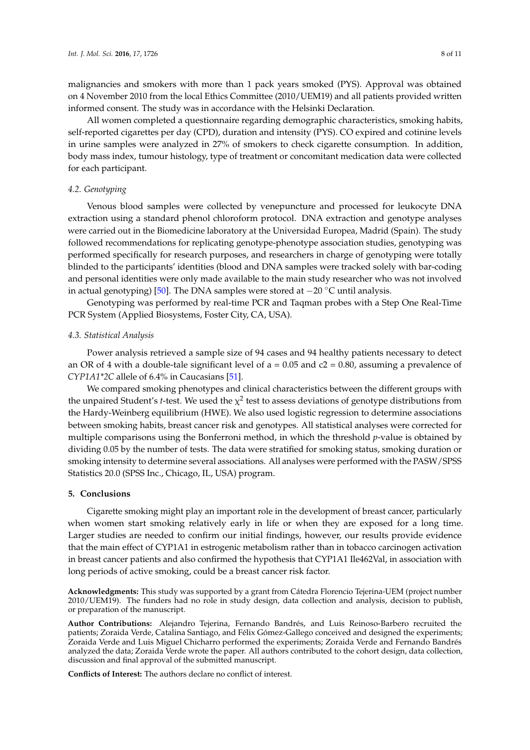malignancies and smokers with more than 1 pack years smoked (PYS). Approval was obtained on 4 November 2010 from the local Ethics Committee (2010/UEM19) and all patients provided written informed consent. The study was in accordance with the Helsinki Declaration.

All women completed a questionnaire regarding demographic characteristics, smoking habits, self-reported cigarettes per day (CPD), duration and intensity (PYS). CO expired and cotinine levels in urine samples were analyzed in 27% of smokers to check cigarette consumption. In addition, body mass index, tumour histology, type of treatment or concomitant medication data were collected for each participant.

### 4.2. Genotyping

Venous blood samples were collected by venepuncture and processed for leukocyte DNA extraction using a standard phenol chloroform protocol. DNA extraction and genotype analyses were carried out in the Biomedicine laboratory at the Universidad Europea, Madrid (Spain). The study followed recommendations for replicating genotype-phenotype association studies, genotyping was performed specifically for research purposes, and researchers in charge of genotyping were totally blinded to the participants' identities (blood and DNA samples were tracked solely with bar-coding and personal identities were only made available to the main study researcher who was not involved in actual genotyping) [50]. The DNA samples were stored at −20 °C until analysis.

Genotyping was performed by real-time PCR and Taqman probes with a Step One Real-Time PCR System (Applied Biosystems, Foster City, CA, USA).

### 4.3. Statistical Analysis

Power analysis retrieved a sample size of 94 cases and 94 healthy patients necessary to detect an OR of 4 with a double-tale significant level of a = 0.05 and c2 = 0.80, assuming a prevalence of *CYP1A1\*2C* allele of 6.4% in Caucasians [51].

We compared smoking phenotypes and clinical characteristics between the different groups with the unpaired Student's *t*-test. We used the $\chi^2$ test to assess deviations of genotype distributions from the Hardy-Weinberg equilibrium (HWE). We also used logistic regression to determine associations between smoking habits, breast cancer risk and genotypes. All statistical analyses were corrected for multiple comparisons using the Bonferroni method, in which the threshold *p*-value is obtained by dividing 0.05 by the number of tests. The data were stratified for smoking status, smoking duration or smoking intensity to determine several associations. All analyses were performed with the PASW/SPSS Statistics 20.0 (SPSS Inc., Chicago, IL, USA) program.

## 5. Conclusions

Cigarette smoking might play an important role in the development of breast cancer, particularly when women start smoking relatively early in life or when they are exposed for a long time. Larger studies are needed to confirm our initial findings, however, our results provide evidence that the main effect of CYP1A1 in estrogenic metabolism rather than in tobacco carcinogen activation in breast cancer patients and also confirmed the hypothesis that CYP1A1 Ile462Val, in association with long periods of active smoking, could be a breast cancer risk factor.

**Acknowledgments:** This study was supported by a grant from Cátedra Florencio Tejerina-UEM (project number 2010/UEM19). The funders had no role in study design, data collection and analysis, decision to publish, or preparation of the manuscript.

**Author Contributions:** Alejandro Tejerina, Fernando Bandrés, and Luis Reinoso-Barbero recruited the patients; Zoraida Verde, Catalina Santiago, and Félix Gómez-Gallego conceived and designed the experiments; Zoraida Verde and Luis Miguel Chicharro performed the experiments; Zoraida Verde and Fernando Bandrés analyzed the data; Zoraida Verde wrote the paper. All authors contributed to the cohort design, data collection, discussion and final approval of the submitted manuscript.

**Conflicts of Interest:** The authors declare no conflict of interest.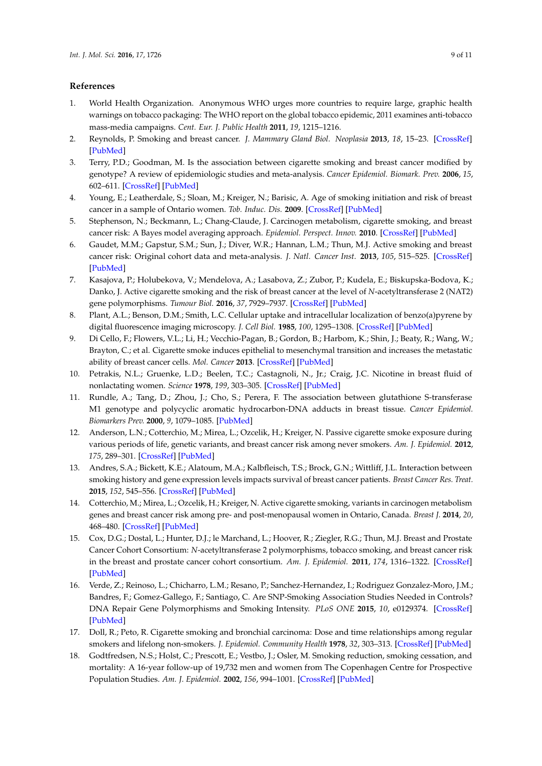## References

1. World Health Organization. Anonymous WHO urges more countries to require large, graphic health warnings on tobacco packaging: The WHO report on the global tobacco epidemic, 2011 examines anti-tobacco mass-media campaigns. *Cent. Eur. J. Public Health* **2011**, *19*, 1215–1216.
2. Reynolds, P. Smoking and breast cancer. *J. Mammary Gland Biol. Neoplasia* **2013**, *18*, 15–23. [CrossRef] [PubMed]
3. Terry, P.D.; Goodman, M. Is the association between cigarette smoking and breast cancer modified by genotype? A review of epidemiologic studies and meta-analysis. *Cancer Epidemiol. Biomark. Prev.* **2006**, *15*, 602–611. [CrossRef] [PubMed]
4. Young, E.; Leatherdale, S.; Sloan, M.; Kreiger, N.; Barisic, A. Age of smoking initiation and risk of breast cancer in a sample of Ontario women. *Tob. Induc. Dis.* **2009**. [CrossRef] [PubMed]
5. Stephenson, N.; Beckmann, L.; Chang-Claude, J. Carcinogen metabolism, cigarette smoking, and breast cancer risk: A Bayes model averaging approach. *Epidemiol. Perspect. Innov.* **2010**. [CrossRef] [PubMed]
6. Gaudet, M.M.; Gapstur, S.M.; Sun, J.; Diver, W.R.; Hannan, L.M.; Thun, M.J. Active smoking and breast cancer risk: Original cohort data and meta-analysis. *J. Natl. Cancer Inst.* **2013**, *105*, 515–525. [CrossRef] [PubMed]
7. Kasajova, P.; Holubekova, V.; Mendelova, A.; Lasabova, Z.; Zubor, P.; Kudela, E.; Biskupska-Bodova, K.; Danko, J. Active cigarette smoking and the risk of breast cancer at the level of *N*-acetyltransferase 2 (NAT2) gene polymorphisms. *Tumour Biol.* **2016**, *37*, 7929–7937. [CrossRef] [PubMed]
8. Plant, A.L.; Benson, D.M.; Smith, L.C. Cellular uptake and intracellular localization of benzo(a)pyrene by digital fluorescence imaging microscopy. *J. Cell Biol.* **1985**, *100*, 1295–1308. [CrossRef] [PubMed]
9. Di Cello, F.; Flowers, V.L.; Li, H.; Vecchio-Pagan, B.; Gordon, B.; Harbom, K.; Shin, J.; Beaty, R.; Wang, W.; Brayton, C.; et al. Cigarette smoke induces epithelial to mesenchymal transition and increases the metastatic ability of breast cancer cells. *Mol. Cancer* **2013**. [CrossRef] [PubMed]
10. Petrakis, N.L.; Gruenke, L.D.; Beelen, T.C.; Castagnoli, N., Jr.; Craig, J.C. Nicotine in breast fluid of nonlactating women. *Science* **1978**, *199*, 303–305. [CrossRef] [PubMed]
11. Rundle, A.; Tang, D.; Zhou, J.; Cho, S.; Perera, F. The association between glutathione S-transferase M1 genotype and polycyclic aromatic hydrocarbon-DNA adducts in breast tissue. *Cancer Epidemiol. Biomarkers Prev.* **2000**, *9*, 1079–1085. [PubMed]
12. Anderson, L.N.; Cotterchio, M.; Mirea, L.; Ozcelik, H.; Kreiger, N. Passive cigarette smoke exposure during various periods of life, genetic variants, and breast cancer risk among never smokers. *Am. J. Epidemiol.* **2012**, *175*, 289–301. [CrossRef] [PubMed]
13. Andres, S.A.; Bickett, K.E.; Alatoum, M.A.; Kalbfleisch, T.S.; Brock, G.N.; Wittliff, J.L. Interaction between smoking history and gene expression levels impacts survival of breast cancer patients. *Breast Cancer Res. Treat.* **2015**, *152*, 545–556. [CrossRef] [PubMed]
14. Cotterchio, M.; Mirea, L.; Ozcelik, H.; Kreiger, N. Active cigarette smoking, variants in carcinogen metabolism genes and breast cancer risk among pre- and post-menopausal women in Ontario, Canada. *Breast J.* **2014**, *20*, 468–480. [CrossRef] [PubMed]
15. Cox, D.G.; Dostal, L.; Hunter, D.J.; le Marchand, L.; Hoover, R.; Ziegler, R.G.; Thun, M.J. Breast and Prostate Cancer Cohort Consortium: *N*-acetyltransferase 2 polymorphisms, tobacco smoking, and breast cancer risk in the breast and prostate cancer cohort consortium. *Am. J. Epidemiol.* **2011**, *174*, 1316–1322. [CrossRef] [PubMed]
16. Verde, Z.; Reinoso, L.; Chicharro, L.M.; Resano, P.; Sanchez-Hernandez, I.; Rodriguez Gonzalez-Moro, J.M.; Bandres, F.; Gomez-Gallego, F.; Santiago, C. Are SNP-Smoking Association Studies Needed in Controls? DNA Repair Gene Polymorphisms and Smoking Intensity. *PLoS ONE* **2015**, *10*, e0129374. [CrossRef] [PubMed]
17. Doll, R.; Peto, R. Cigarette smoking and bronchial carcinoma: Dose and time relationships among regular smokers and lifelong non-smokers. *J. Epidemiol. Community Health* **1978**, *32*, 303–313. [CrossRef] [PubMed]
18. Godtfredsen, N.S.; Holst, C.; Prescott, E.; Vestbo, J.; Osler, M. Smoking reduction, smoking cessation, and mortality: A 16-year follow-up of 19,732 men and women from The Copenhagen Centre for Prospective Population Studies. *Am. J. Epidemiol.* **2002**, *156*, 994–1001. [CrossRef] [PubMed]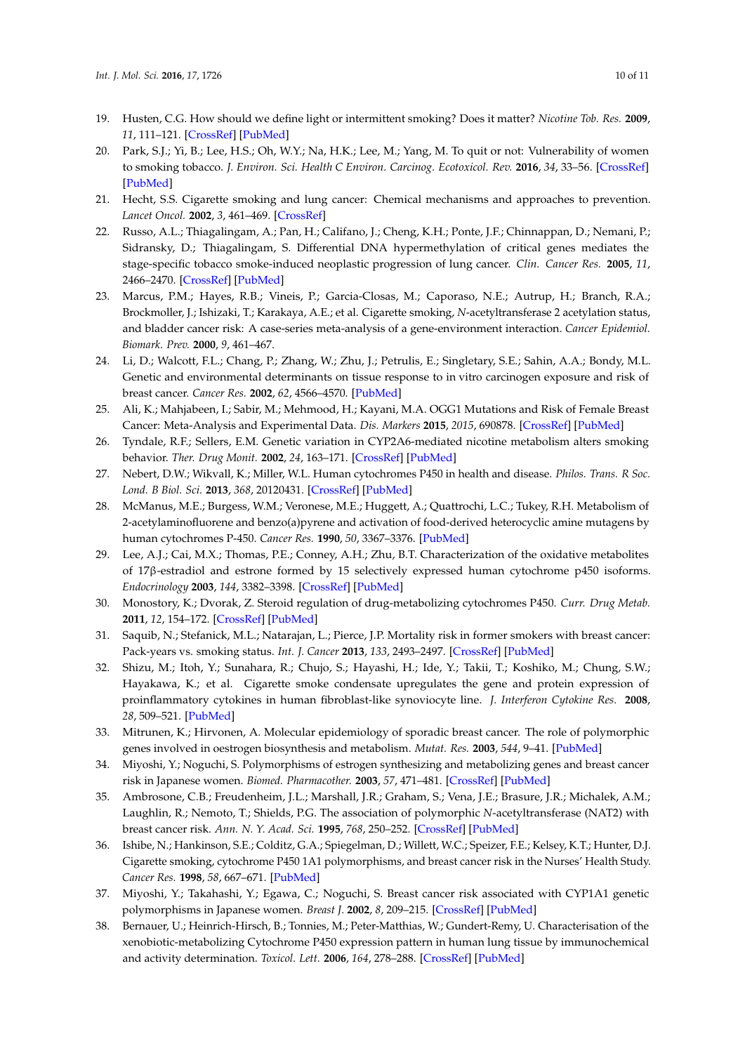19. Husten, C.G. How should we define light or intermittent smoking? Does it matter? *Nicotine Tob. Res.* **2009**, *11*, 111–121. [CrossRef] [PubMed]
20. Park, S.J.; Yi, B.; Lee, H.S.; Oh, W.Y.; Na, H.K.; Lee, M.; Yang, M. To quit or not: Vulnerability of women to smoking tobacco. *J. Environ. Sci. Health C Environ. Carcinog. Ecotoxicol. Rev.* **2016**, *34*, 33–56. [CrossRef] [PubMed]
21. Hecht, S.S. Cigarette smoking and lung cancer: Chemical mechanisms and approaches to prevention. *Lancet Oncol.* **2002**, *3*, 461–469. [CrossRef]
22. Russo, A.L.; Thiagalingam, A.; Pan, H.; Califano, J.; Cheng, K.H.; Ponte, J.F.; Chinnappan, D.; Nemani, P.; Sidransky, D.; Thiagalingam, S. Differential DNA hypermethylation of critical genes mediates the stage-specific tobacco smoke-induced neoplastic progression of lung cancer. *Clin. Cancer Res.* **2005**, *11*, 2466–2470. [CrossRef] [PubMed]
23. Marcus, P.M.; Hayes, R.B.; Vineis, P.; Garcia-Closas, M.; Caporaso, N.E.; Autrup, H.; Branch, R.A.; Brockmoller, J.; Ishizaki, T.; Karakaya, A.E.; et al. Cigarette smoking, *N*-acetyltransferase 2 acetylation status, and bladder cancer risk: A case-series meta-analysis of a gene-environment interaction. *Cancer Epidemiol. Biomark. Prev.* **2000**, *9*, 461–467.
24. Li, D.; Walcott, F.L.; Chang, P.; Zhang, W.; Zhu, J.; Petrulis, E.; Singletary, S.E.; Sahin, A.A.; Bondy, M.L. Genetic and environmental determinants on tissue response to in vitro carcinogen exposure and risk of breast cancer. *Cancer Res.* **2002**, *62*, 4566–4570. [PubMed]
25. Ali, K.; Mahjabeen, I.; Sabir, M.; Mehmood, H.; Kayani, M.A. OGG1 Mutations and Risk of Female Breast Cancer: Meta-Analysis and Experimental Data. *Dis. Markers* **2015**, *2015*, 690878. [CrossRef] [PubMed]
26. Tyndale, R.F.; Sellers, E.M. Genetic variation in CYP2A6-mediated nicotine metabolism alters smoking behavior. *Ther. Drug Monit.* **2002**, *24*, 163–171. [CrossRef] [PubMed]
27. Nebert, D.W.; Wikvall, K.; Miller, W.L. Human cytochromes P450 in health and disease. *Philos. Trans. R Soc. Lond. B Biol. Sci.* **2013**, *368*, 20120431. [CrossRef] [PubMed]
28. McManus, M.E.; Burgess, W.M.; Veronese, M.E.; Huggett, A.; Quattrochi, L.C.; Tukey, R.H. Metabolism of 2-acetylaminofluorene and benzo(a)pyrene and activation of food-derived heterocyclic amine mutagens by human cytochromes P-450. *Cancer Res.* **1990**, *50*, 3367–3376. [PubMed]
29. Lee, A.J.; Cai, M.X.; Thomas, P.E.; Conney, A.H.; Zhu, B.T. Characterization of the oxidative metabolites of 17β-estradiol and estrone formed by 15 selectively expressed human cytochrome p450 isoforms. *Endocrinology* **2003**, *144*, 3382–3398. [CrossRef] [PubMed]
30. Monostory, K.; Dvorak, Z. Steroid regulation of drug-metabolizing cytochromes P450. *Curr. Drug Metab.* **2011**, *12*, 154–172. [CrossRef] [PubMed]
31. Saquib, N.; Stefanick, M.L.; Natarajan, L.; Pierce, J.P. Mortality risk in former smokers with breast cancer: Pack-years vs. smoking status. *Int. J. Cancer* **2013**, *133*, 2493–2497. [CrossRef] [PubMed]
32. Shizu, M.; Itoh, Y.; Sunahara, R.; Chujo, S.; Hayashi, H.; Ide, Y.; Takii, T.; Koshiko, M.; Chung, S.W.; Hayakawa, K.; et al. Cigarette smoke condensate upregulates the gene and protein expression of proinflammatory cytokines in human fibroblast-like synoviocyte line. *J. Interferon Cytokine Res.* **2008**, *28*, 509–521. [PubMed]
33. Mitrunen, K.; Hirvonen, A. Molecular epidemiology of sporadic breast cancer. The role of polymorphic genes involved in oestrogen biosynthesis and metabolism. *Mutat. Res.* **2003**, *544*, 9–41. [PubMed]
34. Miyoshi, Y.; Noguchi, S. Polymorphisms of estrogen synthesizing and metabolizing genes and breast cancer risk in Japanese women. *Biomed. Pharmacother.* **2003**, *57*, 471–481. [CrossRef] [PubMed]
35. Ambrosone, C.B.; Freudenheim, J.L.; Marshall, J.R.; Graham, S.; Vena, J.E.; Brasure, J.R.; Michalek, A.M.; Laughlin, R.; Nemoto, T.; Shields, P.G. The association of polymorphic *N*-acetyltransferase (NAT2) with breast cancer risk. *Ann. N. Y. Acad. Sci.* **1995**, *768*, 250–252. [CrossRef] [PubMed]
36. Ishibe, N.; Hankinson, S.E.; Colditz, G.A.; Spiegelman, D.; Willett, W.C.; Speizer, F.E.; Kelsey, K.T.; Hunter, D.J. Cigarette smoking, cytochrome P450 1A1 polymorphisms, and breast cancer risk in the Nurses' Health Study. *Cancer Res.* **1998**, *58*, 667–671. [PubMed]
37. Miyoshi, Y.; Takahashi, Y.; Egawa, C.; Noguchi, S. Breast cancer risk associated with CYP1A1 genetic polymorphisms in Japanese women. *Breast J.* **2002**, *8*, 209–215. [CrossRef] [PubMed]
38. Bernauer, U.; Heinrich-Hirsch, B.; Tonnies, M.; Peter-Matthias, W.; Gundert-Remy, U. Characterisation of the xenobiotic-metabolizing Cytochrome P450 expression pattern in human lung tissue by immunochemical and activity determination. *Toxicol. Lett.* **2006**, *164*, 278–288. [CrossRef] [PubMed]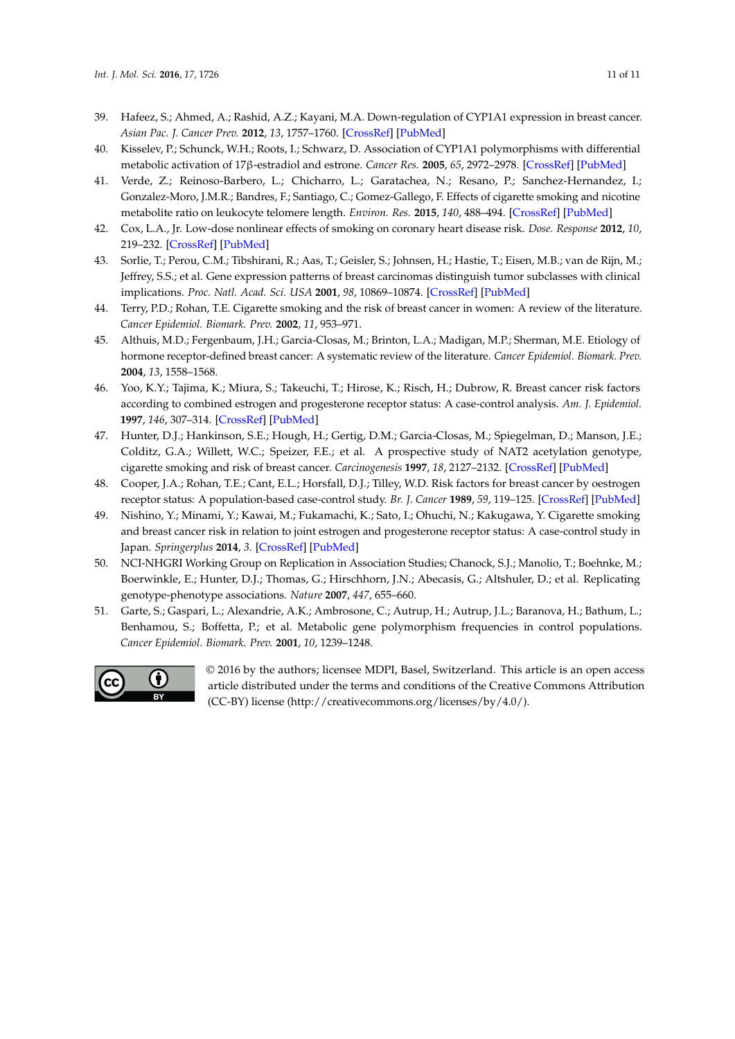39. Hafeez, S.; Ahmed, A.; Rashid, A.Z.; Kayani, M.A. Down-regulation of CYP1A1 expression in breast cancer. *Asian Pac. J. Cancer Prev.* **2012**, *13*, 1757–1760. [CrossRef] [PubMed]
40. Kisselev, P.; Schunck, W.H.; Roots, I.; Schwarz, D. Association of CYP1A1 polymorphisms with differential metabolic activation of 17β-estradiol and estrone. *Cancer Res.* **2005**, *65*, 2972–2978. [CrossRef] [PubMed]
41. Verde, Z.; Reinoso-Barbero, L.; Chicharro, L.; Garatachea, N.; Resano, P.; Sanchez-Hernandez, I.; Gonzalez-Moro, J.M.R.; Bandres, F.; Santiago, C.; Gomez-Gallego, F. Effects of cigarette smoking and nicotine metabolite ratio on leukocyte telomere length. *Environ. Res.* **2015**, *140*, 488–494. [CrossRef] [PubMed]
42. Cox, L.A., Jr. Low-dose nonlinear effects of smoking on coronary heart disease risk. *Dose. Response* **2012**, *10*, 219–232. [CrossRef] [PubMed]
43. Sorlie, T.; Perou, C.M.; Tibshirani, R.; Aas, T.; Geisler, S.; Johnsen, H.; Hastie, T.; Eisen, M.B.; van de Rijn, M.; Jeffrey, S.S.; et al. Gene expression patterns of breast carcinomas distinguish tumor subclasses with clinical implications. *Proc. Natl. Acad. Sci. USA* **2001**, *98*, 10869–10874. [CrossRef] [PubMed]
44. Terry, P.D.; Rohan, T.E. Cigarette smoking and the risk of breast cancer in women: A review of the literature. *Cancer Epidemiol. Biomark. Prev.* **2002**, *11*, 953–971.
45. Althuis, M.D.; Fergenbaum, J.H.; Garcia-Closas, M.; Brinton, L.A.; Madigan, M.P.; Sherman, M.E. Etiology of hormone receptor-defined breast cancer: A systematic review of the literature. *Cancer Epidemiol. Biomark. Prev.* **2004**, *13*, 1558–1568.
46. Yoo, K.Y.; Tajima, K.; Miura, S.; Takeuchi, T.; Hirose, K.; Risch, H.; Dubrow, R. Breast cancer risk factors according to combined estrogen and progesterone receptor status: A case-control analysis. *Am. J. Epidemiol.* **1997**, *146*, 307–314. [CrossRef] [PubMed]
47. Hunter, D.J.; Hankinson, S.E.; Hough, H.; Gertig, D.M.; Garcia-Closas, M.; Spiegelman, D.; Manson, J.E.; Colditz, G.A.; Willett, W.C.; Speizer, F.E.; et al. A prospective study of NAT2 acetylation genotype, cigarette smoking and risk of breast cancer. *Carcinogenesis* **1997**, *18*, 2127–2132. [CrossRef] [PubMed]
48. Cooper, J.A.; Rohan, T.E.; Cant, E.L.; Horsfall, D.J.; Tilley, W.D. Risk factors for breast cancer by oestrogen receptor status: A population-based case-control study. *Br. J. Cancer* **1989**, *59*, 119–125. [CrossRef] [PubMed]
49. Nishino, Y.; Minami, Y.; Kawai, M.; Fukamachi, K.; Sato, I.; Ohuchi, N.; Kakugawa, Y. Cigarette smoking and breast cancer risk in relation to joint estrogen and progesterone receptor status: A case-control study in Japan. *Springerplus* **2014**, *3*. [CrossRef] [PubMed]
50. NCI-NHGRI Working Group on Replication in Association Studies; Chanock, S.J.; Manolio, T.; Boehnke, M.; Boerwinkle, E.; Hunter, D.J.; Thomas, G.; Hirschhorn, J.N.; Abecasis, G.; Altshuler, D.; et al. Replicating genotype-phenotype associations. *Nature* **2007**, *447*, 655–660.
51. Garte, S.; Gaspari, L.; Alexandrie, A.K.; Ambrosone, C.; Autrup, H.; Autrup, J.L.; Baranova, H.; Bathum, L.; Benhamou, S.; Boffetta, P.; et al. Metabolic gene polymorphism frequencies in control populations. *Cancer Epidemiol. Biomark. Prev.* **2001**, *10*, 1239–1248.

© 2016 by the authors; licensee MDPI, Basel, Switzerland. This article is an open access article distributed under the terms and conditions of the Creative Commons Attribution (CC-BY) license (http://creativecommons.org/licenses/by/4.0/).